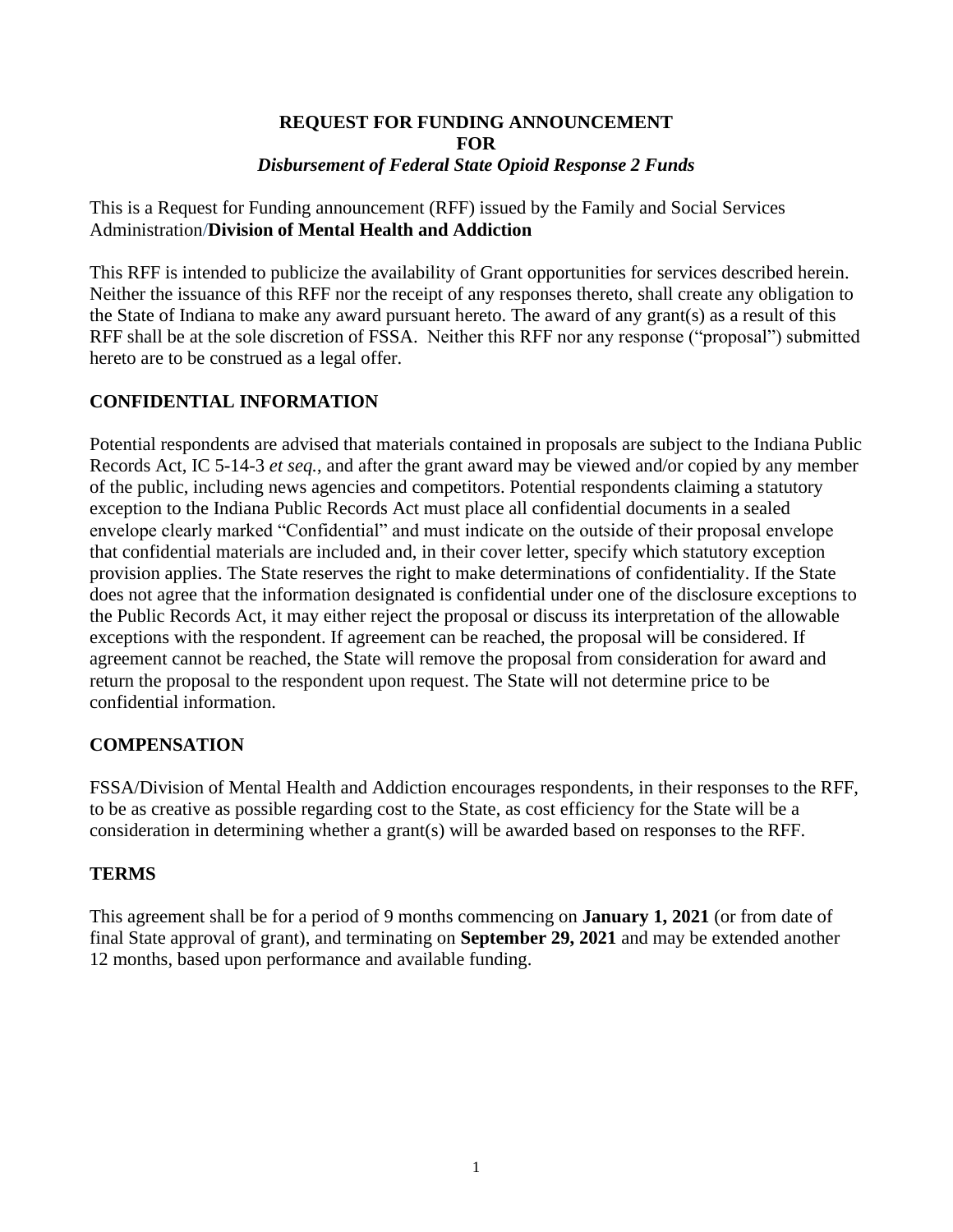**REQUEST FOR FUNDING ANNOUNCEMENT**
**FOR**
***Disbursement of Federal State Opioid Response 2 Funds***

This is a Request for Funding announcement (RFF) issued by the Family and Social Services Administration/**Division of Mental Health and Addiction**

This RFF is intended to publicize the availability of Grant opportunities for services described herein. Neither the issuance of this RFF nor the receipt of any responses thereto, shall create any obligation to the State of Indiana to make any award pursuant hereto. The award of any grant(s) as a result of this RFF shall be at the sole discretion of FSSA. Neither this RFF nor any response ("proposal") submitted hereto are to be construed as a legal offer.

## CONFIDENTIAL INFORMATION

Potential respondents are advised that materials contained in proposals are subject to the Indiana Public Records Act, IC 5-14-3 *et seq.*, and after the grant award may be viewed and/or copied by any member of the public, including news agencies and competitors. Potential respondents claiming a statutory exception to the Indiana Public Records Act must place all confidential documents in a sealed envelope clearly marked "Confidential" and must indicate on the outside of their proposal envelope that confidential materials are included and, in their cover letter, specify which statutory exception provision applies. The State reserves the right to make determinations of confidentiality. If the State does not agree that the information designated is confidential under one of the disclosure exceptions to the Public Records Act, it may either reject the proposal or discuss its interpretation of the allowable exceptions with the respondent. If agreement can be reached, the proposal will be considered. If agreement cannot be reached, the State will remove the proposal from consideration for award and return the proposal to the respondent upon request. The State will not determine price to be confidential information.

## COMPENSATION

FSSA/Division of Mental Health and Addiction encourages respondents, in their responses to the RFF, to be as creative as possible regarding cost to the State, as cost efficiency for the State will be a consideration in determining whether a grant(s) will be awarded based on responses to the RFF.

## TERMS

This agreement shall be for a period of 9 months commencing on **January 1, 2021** (or from date of final State approval of grant), and terminating on **September 29, 2021** and may be extended another 12 months, based upon performance and available funding.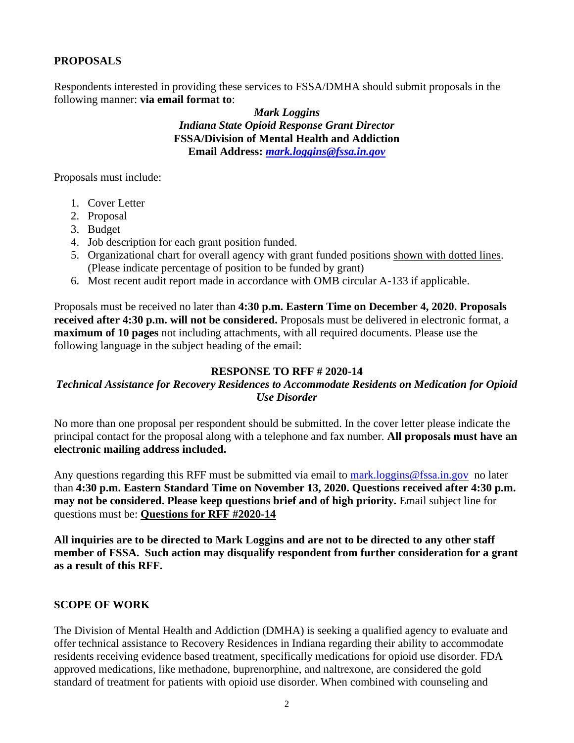## PROPOSALS

Respondents interested in providing these services to FSSA/DMHA should submit proposals in the following manner: **via email format to**:

*Mark Loggins*
*Indiana State Opioid Response Grant Director*
**FSSA/Division of Mental Health and Addiction**
**Email Address: *mark.loggins@fssa.in.gov***

Proposals must include:

1. Cover Letter
2. Proposal
3. Budget
4. Job description for each grant position funded.
5. Organizational chart for overall agency with grant funded positions shown with dotted lines. (Please indicate percentage of position to be funded by grant)
6. Most recent audit report made in accordance with OMB circular A-133 if applicable.

Proposals must be received no later than **4:30 p.m. Eastern Time on December 4, 2020. Proposals received after 4:30 p.m. will not be considered.** Proposals must be delivered in electronic format, a **maximum of 10 pages** not including attachments, with all required documents. Please use the following language in the subject heading of the email:

**RESPONSE TO RFF # 2020-14**
***Technical Assistance for Recovery Residences to Accommodate Residents on Medication for Opioid Use Disorder***

No more than one proposal per respondent should be submitted. In the cover letter please indicate the principal contact for the proposal along with a telephone and fax number. **All proposals must have an electronic mailing address included.**

Any questions regarding this RFF must be submitted via email to mark.loggins@fssa.in.gov no later than **4:30 p.m. Eastern Standard Time on November 13, 2020. Questions received after 4:30 p.m. may not be considered. Please keep questions brief and of high priority.** Email subject line for questions must be: **Questions for RFF #2020-14**

**All inquiries are to be directed to Mark Loggins and are not to be directed to any other staff member of FSSA. Such action may disqualify respondent from further consideration for a grant as a result of this RFF.**

## SCOPE OF WORK

The Division of Mental Health and Addiction (DMHA) is seeking a qualified agency to evaluate and offer technical assistance to Recovery Residences in Indiana regarding their ability to accommodate residents receiving evidence based treatment, specifically medications for opioid use disorder. FDA approved medications, like methadone, buprenorphine, and naltrexone, are considered the gold standard of treatment for patients with opioid use disorder. When combined with counseling and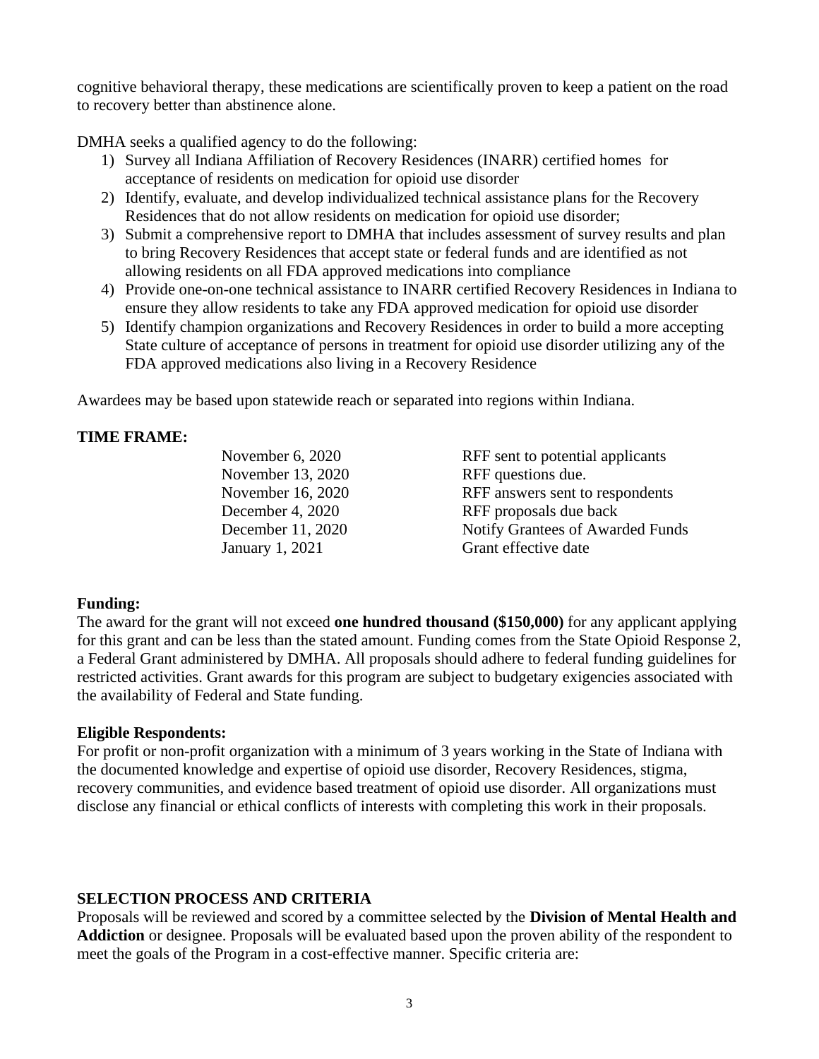cognitive behavioral therapy, these medications are scientifically proven to keep a patient on the road to recovery better than abstinence alone.

DMHA seeks a qualified agency to do the following:

1) Survey all Indiana Affiliation of Recovery Residences (INARR) certified homes for acceptance of residents on medication for opioid use disorder
2) Identify, evaluate, and develop individualized technical assistance plans for the Recovery Residences that do not allow residents on medication for opioid use disorder;
3) Submit a comprehensive report to DMHA that includes assessment of survey results and plan to bring Recovery Residences that accept state or federal funds and are identified as not allowing residents on all FDA approved medications into compliance
4) Provide one-on-one technical assistance to INARR certified Recovery Residences in Indiana to ensure they allow residents to take any FDA approved medication for opioid use disorder
5) Identify champion organizations and Recovery Residences in order to build a more accepting State culture of acceptance of persons in treatment for opioid use disorder utilizing any of the FDA approved medications also living in a Recovery Residence

Awardees may be based upon statewide reach or separated into regions within Indiana.

**TIME FRAME:**

| | |
|---|---|
| November 6, 2020 | RFF sent to potential applicants |
| November 13, 2020 | RFF questions due. |
| November 16, 2020 | RFF answers sent to respondents |
| December 4, 2020 | RFF proposals due back |
| December 11, 2020 | Notify Grantees of Awarded Funds |
| January 1, 2021 | Grant effective date |

**Funding:**

The award for the grant will not exceed **one hundred thousand ($150,000)** for any applicant applying for this grant and can be less than the stated amount. Funding comes from the State Opioid Response 2, a Federal Grant administered by DMHA. All proposals should adhere to federal funding guidelines for restricted activities. Grant awards for this program are subject to budgetary exigencies associated with the availability of Federal and State funding.

**Eligible Respondents:**

For profit or non-profit organization with a minimum of 3 years working in the State of Indiana with the documented knowledge and expertise of opioid use disorder, Recovery Residences, stigma, recovery communities, and evidence based treatment of opioid use disorder. All organizations must disclose any financial or ethical conflicts of interests with completing this work in their proposals.

**SELECTION PROCESS AND CRITERIA**

Proposals will be reviewed and scored by a committee selected by the **Division of Mental Health and Addiction** or designee. Proposals will be evaluated based upon the proven ability of the respondent to meet the goals of the Program in a cost-effective manner. Specific criteria are: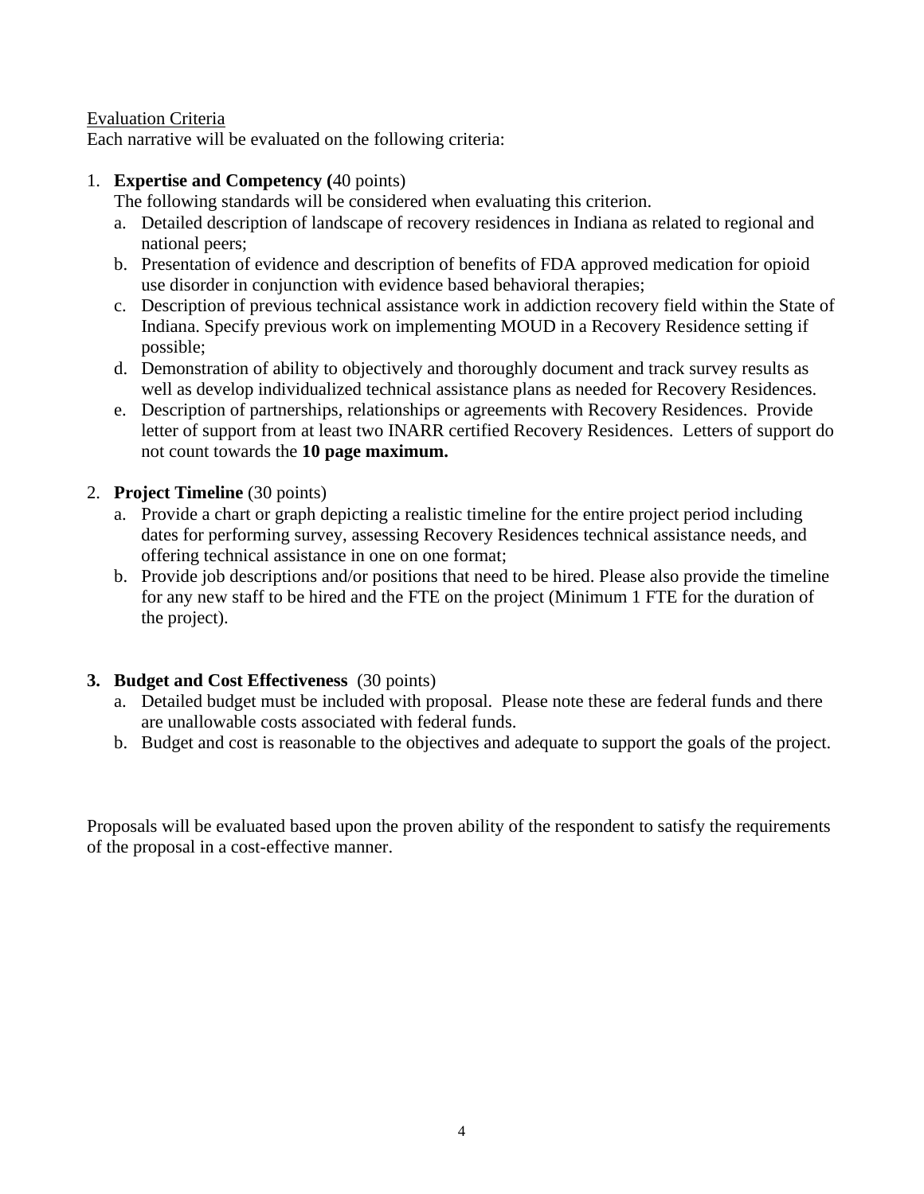Evaluation Criteria

Each narrative will be evaluated on the following criteria:

1. **Expertise and Competency (**40 points)

   The following standards will be considered when evaluating this criterion.

   a. Detailed description of landscape of recovery residences in Indiana as related to regional and national peers;
   b. Presentation of evidence and description of benefits of FDA approved medication for opioid use disorder in conjunction with evidence based behavioral therapies;
   c. Description of previous technical assistance work in addiction recovery field within the State of Indiana. Specify previous work on implementing MOUD in a Recovery Residence setting if possible;
   d. Demonstration of ability to objectively and thoroughly document and track survey results as well as develop individualized technical assistance plans as needed for Recovery Residences.
   e. Description of partnerships, relationships or agreements with Recovery Residences. Provide letter of support from at least two INARR certified Recovery Residences. Letters of support do not count towards the **10 page maximum.**

2. **Project Timeline** (30 points)

   a. Provide a chart or graph depicting a realistic timeline for the entire project period including dates for performing survey, assessing Recovery Residences technical assistance needs, and offering technical assistance in one on one format;
   b. Provide job descriptions and/or positions that need to be hired. Please also provide the timeline for any new staff to be hired and the FTE on the project (Minimum 1 FTE for the duration of the project).

3. **Budget and Cost Effectiveness** (30 points)

   a. Detailed budget must be included with proposal. Please note these are federal funds and there are unallowable costs associated with federal funds.
   b. Budget and cost is reasonable to the objectives and adequate to support the goals of the project.

Proposals will be evaluated based upon the proven ability of the respondent to satisfy the requirements of the proposal in a cost-effective manner.